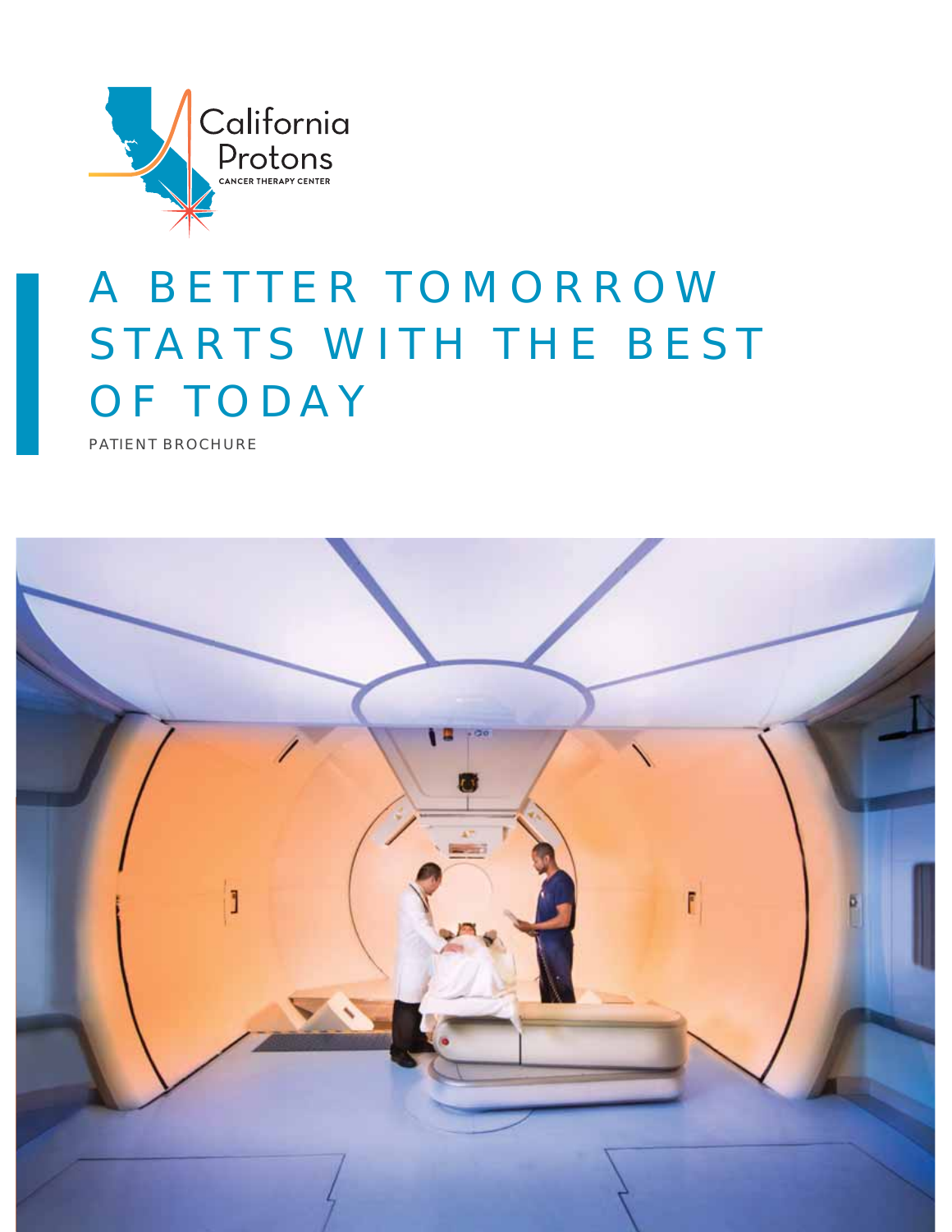California Protons

CANCER THERAPY CENTER

# A BETTER TOMORROW STARTS WITH THE BEST OF TODAY

PATIENT BROCHURE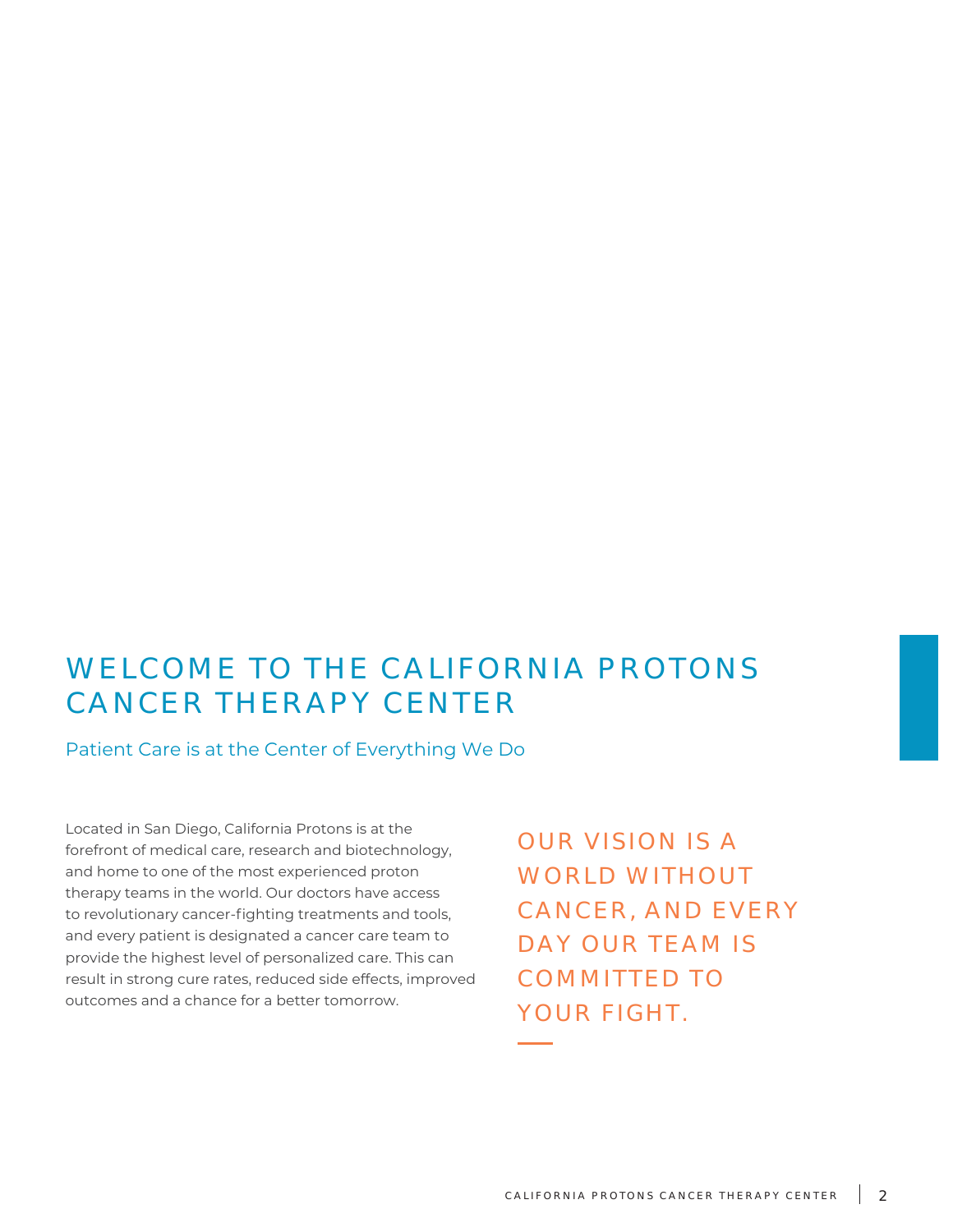# WELCOME TO THE CALIFORNIA PROTONS CANCER THERAPY CENTER

## Patient Care is at the Center of Everything We Do

Located in San Diego, California Protons is at the forefront of medical care, research and biotechnology, and home to one of the most experienced proton therapy teams in the world. Our doctors have access to revolutionary cancer-fighting treatments and tools, and every patient is designated a cancer care team to provide the highest level of personalized care. This can result in strong cure rates, reduced side effects, improved outcomes and a chance for a better tomorrow.

OUR VISION IS A WORLD WITHOUT CANCER, AND EVERY DAY OUR TEAM IS COMMITTED TO YOUR FIGHT.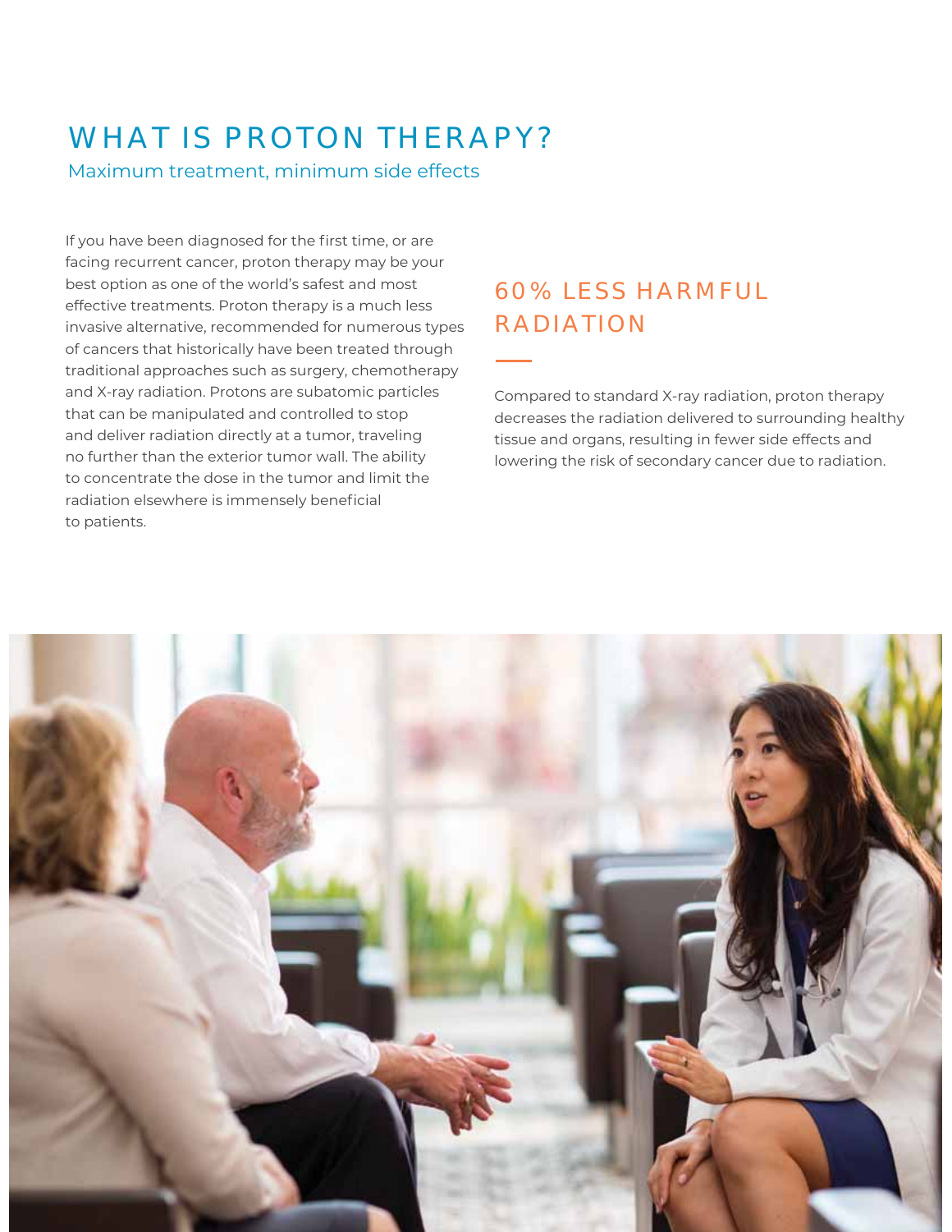# WHAT IS PROTON THERAPY?

Maximum treatment, minimum side effects

If you have been diagnosed for the first time, or are facing recurrent cancer, proton therapy may be your best option as one of the world's safest and most effective treatments. Proton therapy is a much less invasive alternative, recommended for numerous types of cancers that historically have been treated through traditional approaches such as surgery, chemotherapy and X-ray radiation. Protons are subatomic particles that can be manipulated and controlled to stop and deliver radiation directly at a tumor, traveling no further than the exterior tumor wall. The ability to concentrate the dose in the tumor and limit the radiation elsewhere is immensely beneficial to patients.

## 60% LESS HARMFUL RADIATION

Compared to standard X-ray radiation, proton therapy decreases the radiation delivered to surrounding healthy tissue and organs, resulting in fewer side effects and lowering the risk of secondary cancer due to radiation.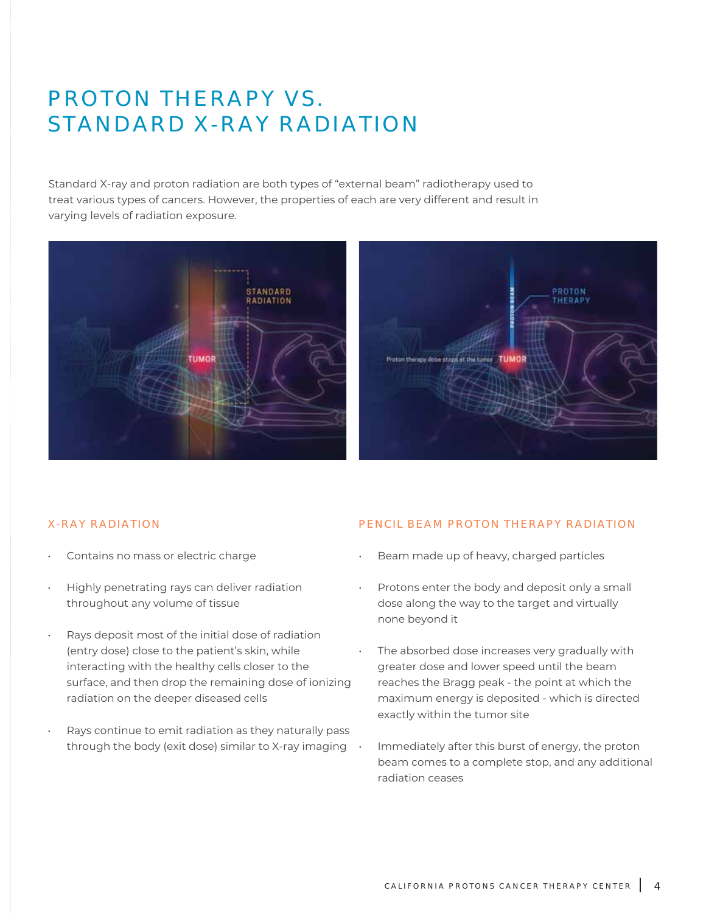# PROTON THERAPY VS. STANDARD X-RAY RADIATION

Standard X-ray and proton radiation are both types of "external beam" radiotherapy used to treat various types of cancers. However, the properties of each are very different and result in varying levels of radiation exposure.

## X-RAY RADIATION

- Contains no mass or electric charge
- Highly penetrating rays can deliver radiation throughout any volume of tissue
- Rays deposit most of the initial dose of radiation (entry dose) close to the patient's skin, while interacting with the healthy cells closer to the surface, and then drop the remaining dose of ionizing radiation on the deeper diseased cells
- Rays continue to emit radiation as they naturally pass through the body (exit dose) similar to X-ray imaging

## PENCIL BEAM PROTON THERAPY RADIATION

- Beam made up of heavy, charged particles
- Protons enter the body and deposit only a small dose along the way to the target and virtually none beyond it
- The absorbed dose increases very gradually with greater dose and lower speed until the beam reaches the Bragg peak - the point at which the maximum energy is deposited - which is directed exactly within the tumor site
- Immediately after this burst of energy, the proton beam comes to a complete stop, and any additional radiation ceases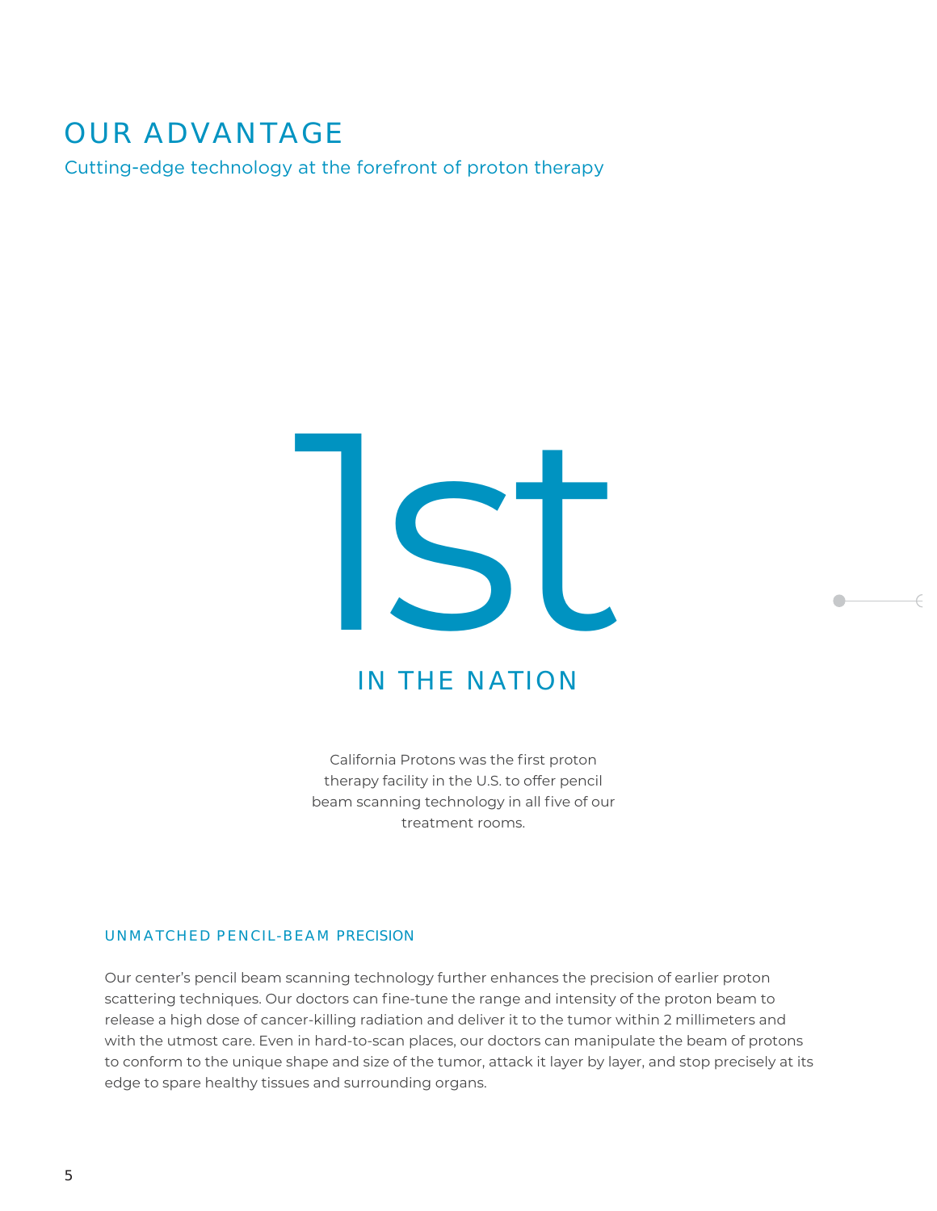# OUR ADVANTAGE

Cutting-edge technology at the forefront of proton therapy

1st

IN THE NATION

California Protons was the first proton therapy facility in the U.S. to offer pencil beam scanning technology in all five of our treatment rooms.

### UNMATCHED PENCIL-BEAM PRECISION

Our center's pencil beam scanning technology further enhances the precision of earlier proton scattering techniques. Our doctors can fine-tune the range and intensity of the proton beam to release a high dose of cancer-killing radiation and deliver it to the tumor within 2 millimeters and with the utmost care. Even in hard-to-scan places, our doctors can manipulate the beam of protons to conform to the unique shape and size of the tumor, attack it layer by layer, and stop precisely at its edge to spare healthy tissues and surrounding organs.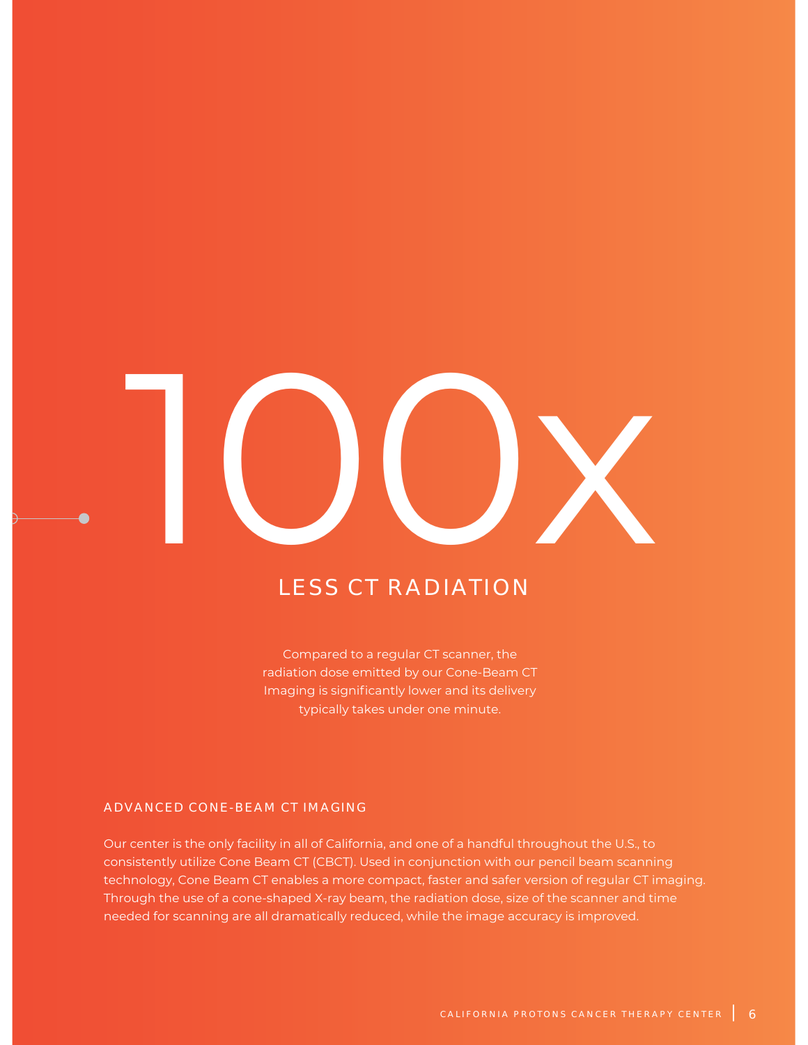# 100x

## LESS CT RADIATION

Compared to a regular CT scanner, the radiation dose emitted by our Cone-Beam CT Imaging is significantly lower and its delivery typically takes under one minute.

### ADVANCED CONE-BEAM CT IMAGING

Our center is the only facility in all of California, and one of a handful throughout the U.S., to consistently utilize Cone Beam CT (CBCT). Used in conjunction with our pencil beam scanning technology, Cone Beam CT enables a more compact, faster and safer version of regular CT imaging. Through the use of a cone-shaped X-ray beam, the radiation dose, size of the scanner and time needed for scanning are all dramatically reduced, while the image accuracy is improved.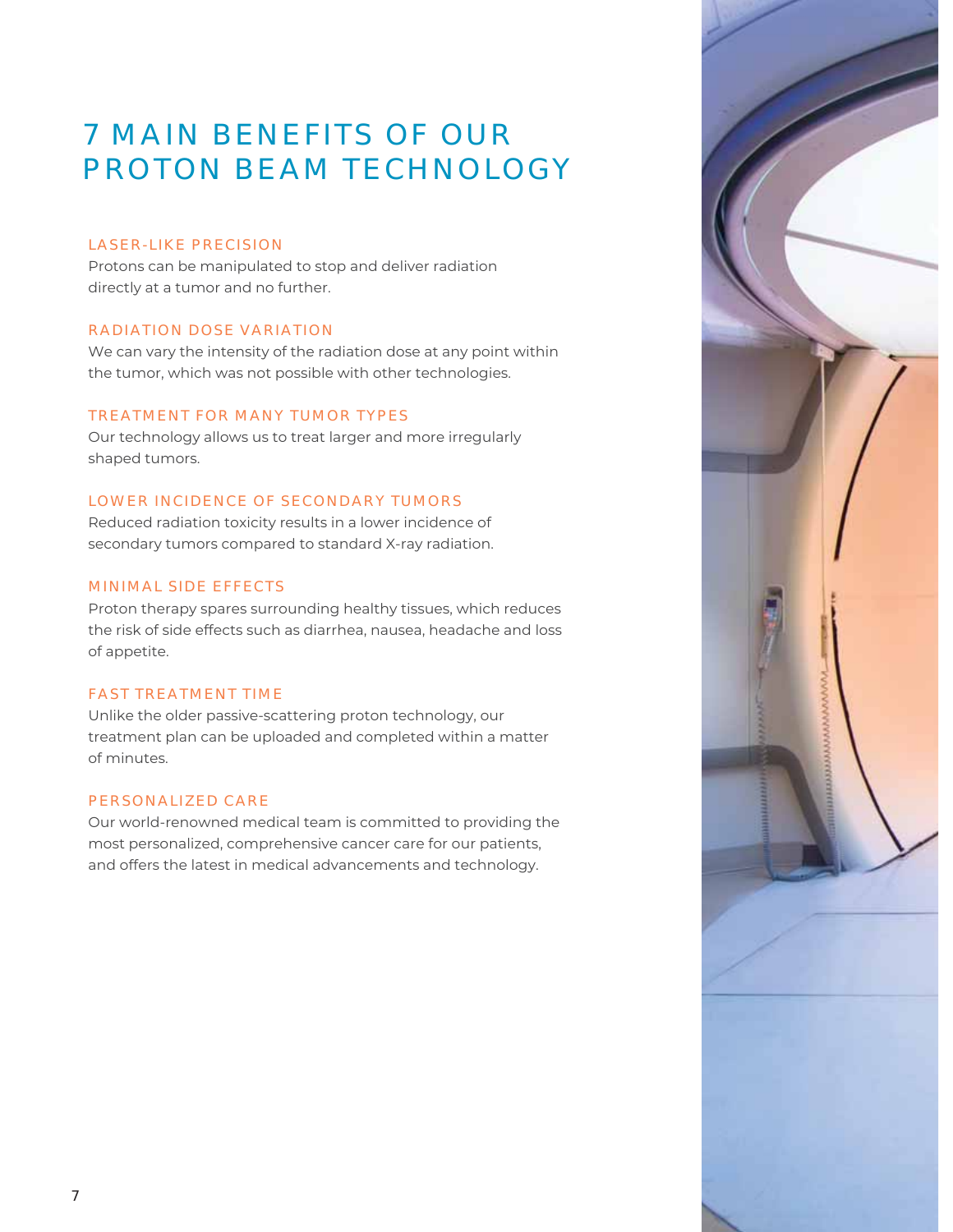# 7 MAIN BENEFITS OF OUR PROTON BEAM TECHNOLOGY

### LASER-LIKE PRECISION

Protons can be manipulated to stop and deliver radiation directly at a tumor and no further.

### RADIATION DOSE VARIATION

We can vary the intensity of the radiation dose at any point within the tumor, which was not possible with other technologies.

### TREATMENT FOR MANY TUMOR TYPES

Our technology allows us to treat larger and more irregularly shaped tumors.

### LOWER INCIDENCE OF SECONDARY TUMORS

Reduced radiation toxicity results in a lower incidence of secondary tumors compared to standard X-ray radiation.

### MINIMAL SIDE EFFECTS

Proton therapy spares surrounding healthy tissues, which reduces the risk of side effects such as diarrhea, nausea, headache and loss of appetite.

### FAST TREATMENT TIME

Unlike the older passive-scattering proton technology, our treatment plan can be uploaded and completed within a matter of minutes.

### PERSONALIZED CARE

Our world-renowned medical team is committed to providing the most personalized, comprehensive cancer care for our patients, and offers the latest in medical advancements and technology.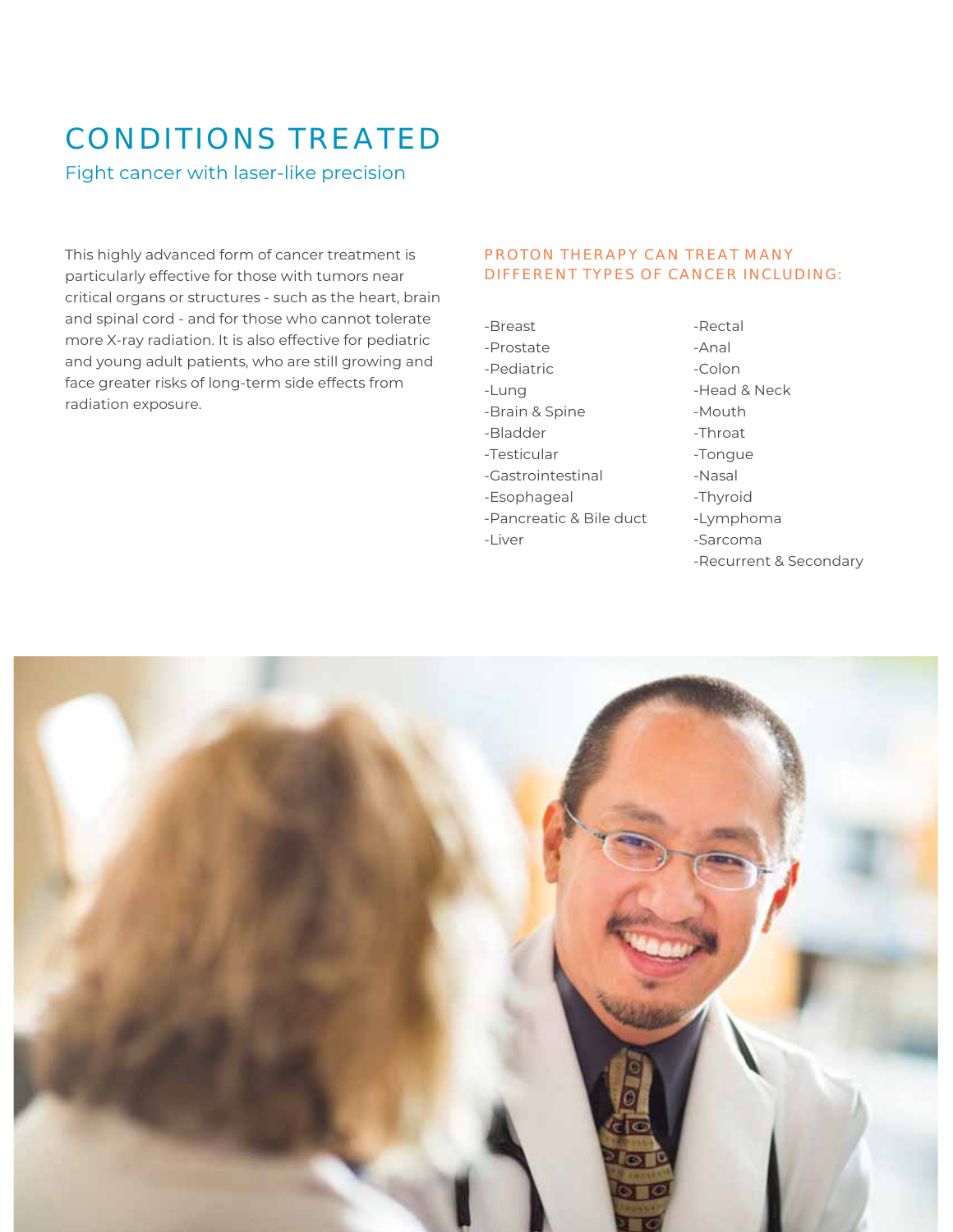# CONDITIONS TREATED

## Fight cancer with laser-like precision

This highly advanced form of cancer treatment is particularly effective for those with tumors near critical organs or structures - such as the heart, brain and spinal cord - and for those who cannot tolerate more X-ray radiation. It is also effective for pediatric and young adult patients, who are still growing and face greater risks of long-term side effects from radiation exposure.

### PROTON THERAPY CAN TREAT MANY DIFFERENT TYPES OF CANCER INCLUDING:

-Breast
-Prostate
-Pediatric
-Lung
-Brain & Spine
-Bladder
-Testicular
-Gastrointestinal
-Esophageal
-Pancreatic & Bile duct
-Liver
-Rectal
-Anal
-Colon
-Head & Neck
-Mouth
-Throat
-Tongue
-Nasal
-Thyroid
-Lymphoma
-Sarcoma
-Recurrent & Secondary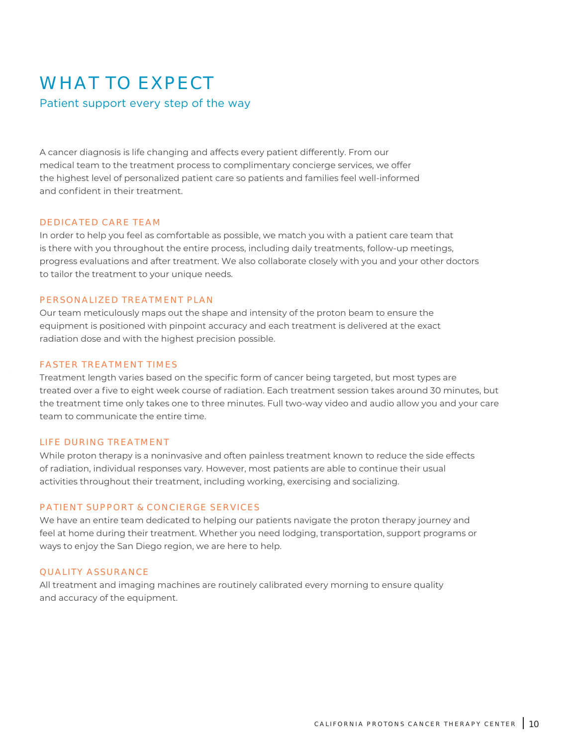# WHAT TO EXPECT

## Patient support every step of the way

A cancer diagnosis is life changing and affects every patient differently. From our medical team to the treatment process to complimentary concierge services, we offer the highest level of personalized patient care so patients and families feel well-informed and confident in their treatment.

### DEDICATED CARE TEAM

In order to help you feel as comfortable as possible, we match you with a patient care team that is there with you throughout the entire process, including daily treatments, follow-up meetings, progress evaluations and after treatment. We also collaborate closely with you and your other doctors to tailor the treatment to your unique needs.

### PERSONALIZED TREATMENT PLAN

Our team meticulously maps out the shape and intensity of the proton beam to ensure the equipment is positioned with pinpoint accuracy and each treatment is delivered at the exact radiation dose and with the highest precision possible.

### FASTER TREATMENT TIMES

Treatment length varies based on the specific form of cancer being targeted, but most types are treated over a five to eight week course of radiation. Each treatment session takes around 30 minutes, but the treatment time only takes one to three minutes. Full two-way video and audio allow you and your care team to communicate the entire time.

### LIFE DURING TREATMENT

While proton therapy is a noninvasive and often painless treatment known to reduce the side effects of radiation, individual responses vary. However, most patients are able to continue their usual activities throughout their treatment, including working, exercising and socializing.

### PATIENT SUPPORT & CONCIERGE SERVICES

We have an entire team dedicated to helping our patients navigate the proton therapy journey and feel at home during their treatment. Whether you need lodging, transportation, support programs or ways to enjoy the San Diego region, we are here to help.

### QUALITY ASSURANCE

All treatment and imaging machines are routinely calibrated every morning to ensure quality and accuracy of the equipment.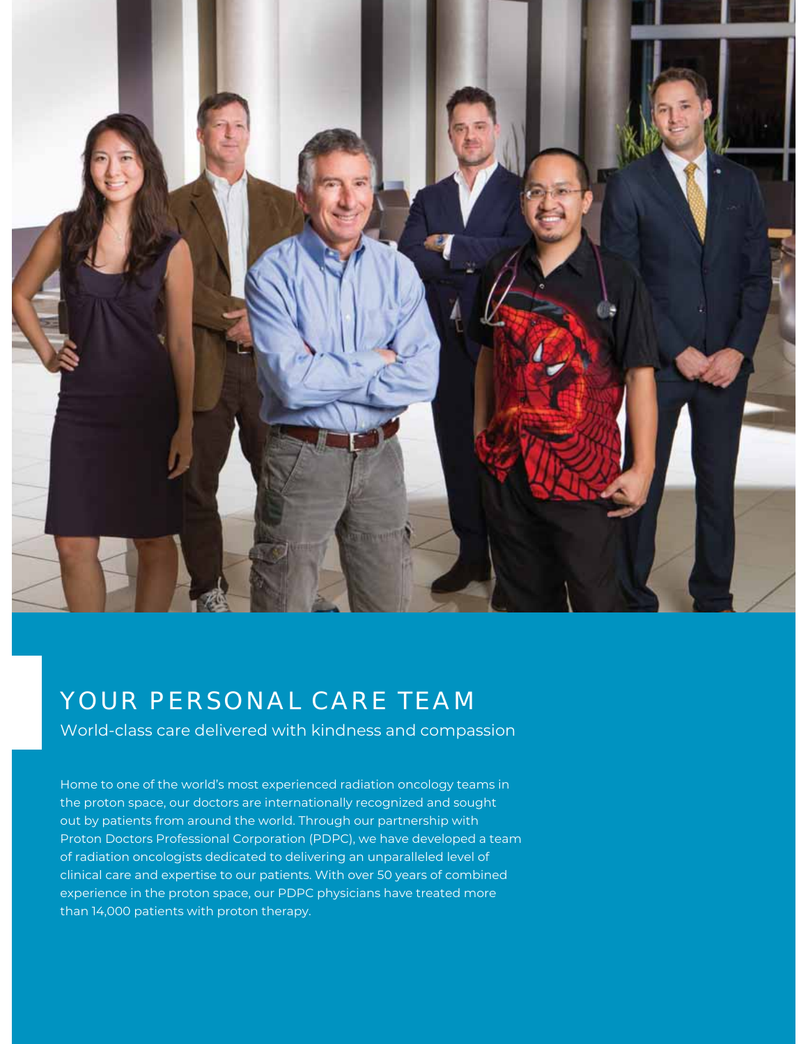# YOUR PERSONAL CARE TEAM

## World-class care delivered with kindness and compassion

Home to one of the world's most experienced radiation oncology teams in the proton space, our doctors are internationally recognized and sought out by patients from around the world. Through our partnership with Proton Doctors Professional Corporation (PDPC), we have developed a team of radiation oncologists dedicated to delivering an unparalleled level of clinical care and expertise to our patients. With over 50 years of combined experience in the proton space, our PDPC physicians have treated more than 14,000 patients with proton therapy.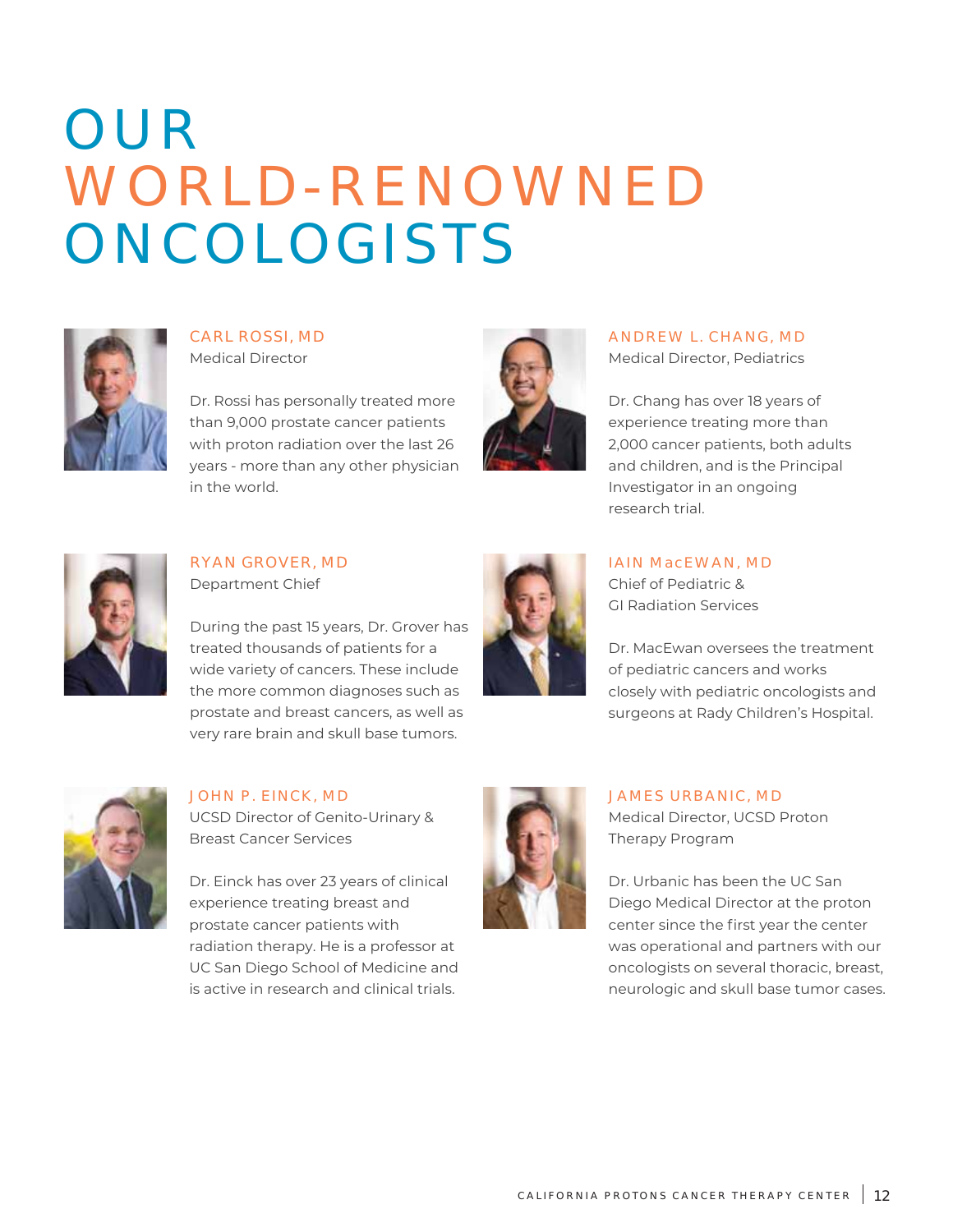# OUR WORLD-RENOWNED ONCOLOGISTS

### CARL ROSSI, MD
Medical Director

Dr. Rossi has personally treated more than 9,000 prostate cancer patients with proton radiation over the last 26 years - more than any other physician in the world.

### ANDREW L. CHANG, MD
Medical Director, Pediatrics

Dr. Chang has over 18 years of experience treating more than 2,000 cancer patients, both adults and children, and is the Principal Investigator in an ongoing research trial.

### RYAN GROVER, MD
Department Chief

During the past 15 years, Dr. Grover has treated thousands of patients for a wide variety of cancers. These include the more common diagnoses such as prostate and breast cancers, as well as very rare brain and skull base tumors.

### IAIN MacEWAN, MD
Chief of Pediatric & GI Radiation Services

Dr. MacEwan oversees the treatment of pediatric cancers and works closely with pediatric oncologists and surgeons at Rady Children's Hospital.

### JOHN P. EINCK, MD
UCSD Director of Genito-Urinary & Breast Cancer Services

Dr. Einck has over 23 years of clinical experience treating breast and prostate cancer patients with radiation therapy. He is a professor at UC San Diego School of Medicine and is active in research and clinical trials.

### JAMES URBANIC, MD
Medical Director, UCSD Proton Therapy Program

Dr. Urbanic has been the UC San Diego Medical Director at the proton center since the first year the center was operational and partners with our oncologists on several thoracic, breast, neurologic and skull base tumor cases.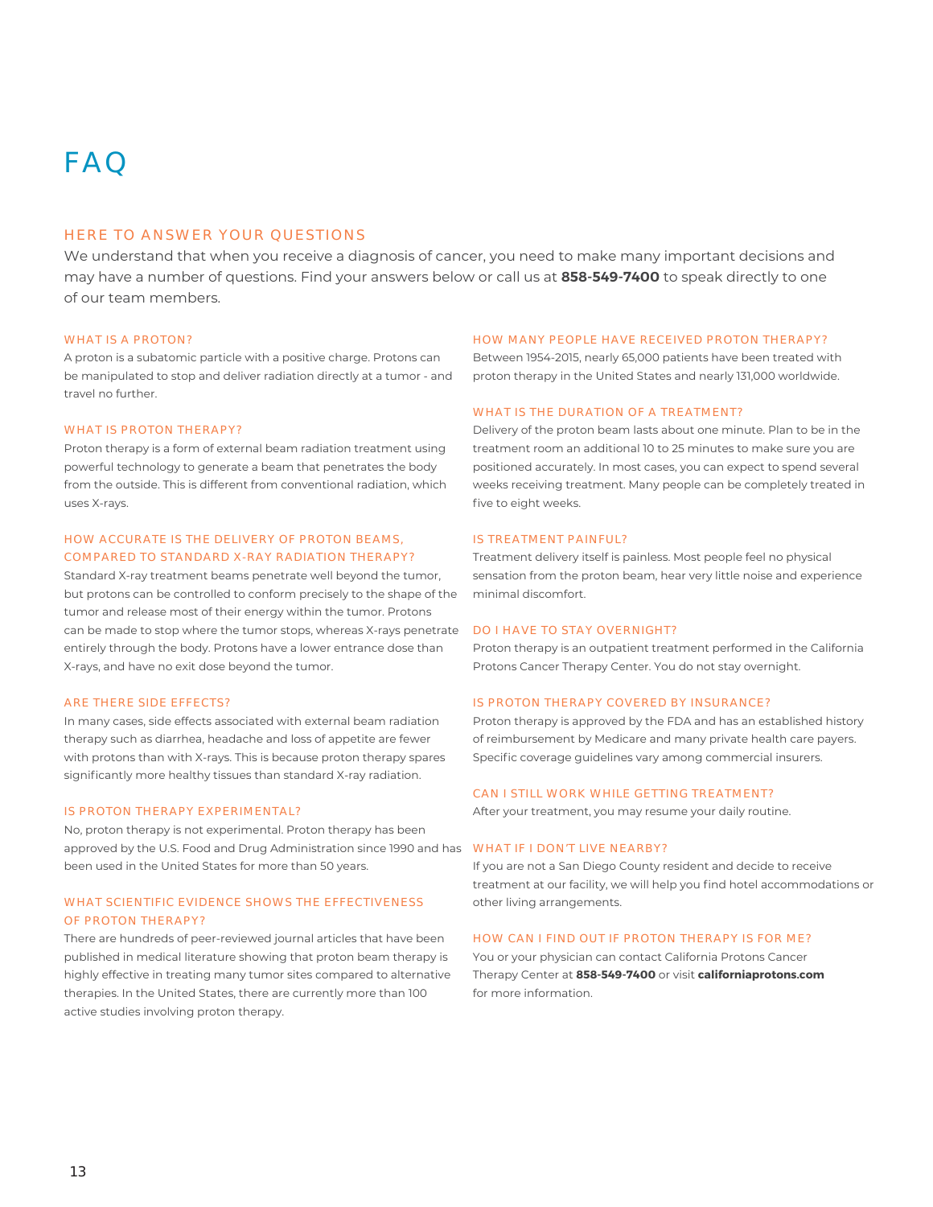# FAQ

## HERE TO ANSWER YOUR QUESTIONS

We understand that when you receive a diagnosis of cancer, you need to make many important decisions and may have a number of questions. Find your answers below or call us at **858-549-7400** to speak directly to one of our team members.

### WHAT IS A PROTON?

A proton is a subatomic particle with a positive charge. Protons can be manipulated to stop and deliver radiation directly at a tumor - and travel no further.

### WHAT IS PROTON THERAPY?

Proton therapy is a form of external beam radiation treatment using powerful technology to generate a beam that penetrates the body from the outside. This is different from conventional radiation, which uses X-rays.

### HOW ACCURATE IS THE DELIVERY OF PROTON BEAMS, COMPARED TO STANDARD X-RAY RADIATION THERAPY?

Standard X-ray treatment beams penetrate well beyond the tumor, but protons can be controlled to conform precisely to the shape of the tumor and release most of their energy within the tumor. Protons can be made to stop where the tumor stops, whereas X-rays penetrate entirely through the body. Protons have a lower entrance dose than X-rays, and have no exit dose beyond the tumor.

### ARE THERE SIDE EFFECTS?

In many cases, side effects associated with external beam radiation therapy such as diarrhea, headache and loss of appetite are fewer with protons than with X-rays. This is because proton therapy spares significantly more healthy tissues than standard X-ray radiation.

### IS PROTON THERAPY EXPERIMENTAL?

No, proton therapy is not experimental. Proton therapy has been approved by the U.S. Food and Drug Administration since 1990 and has been used in the United States for more than 50 years.

### WHAT SCIENTIFIC EVIDENCE SHOWS THE EFFECTIVENESS OF PROTON THERAPY?

There are hundreds of peer-reviewed journal articles that have been published in medical literature showing that proton beam therapy is highly effective in treating many tumor sites compared to alternative therapies. In the United States, there are currently more than 100 active studies involving proton therapy.

### HOW MANY PEOPLE HAVE RECEIVED PROTON THERAPY?

Between 1954-2015, nearly 65,000 patients have been treated with proton therapy in the United States and nearly 131,000 worldwide.

### WHAT IS THE DURATION OF A TREATMENT?

Delivery of the proton beam lasts about one minute. Plan to be in the treatment room an additional 10 to 25 minutes to make sure you are positioned accurately. In most cases, you can expect to spend several weeks receiving treatment. Many people can be completely treated in five to eight weeks.

### IS TREATMENT PAINFUL?

Treatment delivery itself is painless. Most people feel no physical sensation from the proton beam, hear very little noise and experience minimal discomfort.

### DO I HAVE TO STAY OVERNIGHT?

Proton therapy is an outpatient treatment performed in the California Protons Cancer Therapy Center. You do not stay overnight.

### IS PROTON THERAPY COVERED BY INSURANCE?

Proton therapy is approved by the FDA and has an established history of reimbursement by Medicare and many private health care payers. Specific coverage guidelines vary among commercial insurers.

### CAN I STILL WORK WHILE GETTING TREATMENT?

After your treatment, you may resume your daily routine.

### WHAT IF I DON'T LIVE NEARBY?

If you are not a San Diego County resident and decide to receive treatment at our facility, we will help you find hotel accommodations or other living arrangements.

### HOW CAN I FIND OUT IF PROTON THERAPY IS FOR ME?

You or your physician can contact California Protons Cancer Therapy Center at **858-549-7400** or visit **californiaprotons.com** for more information.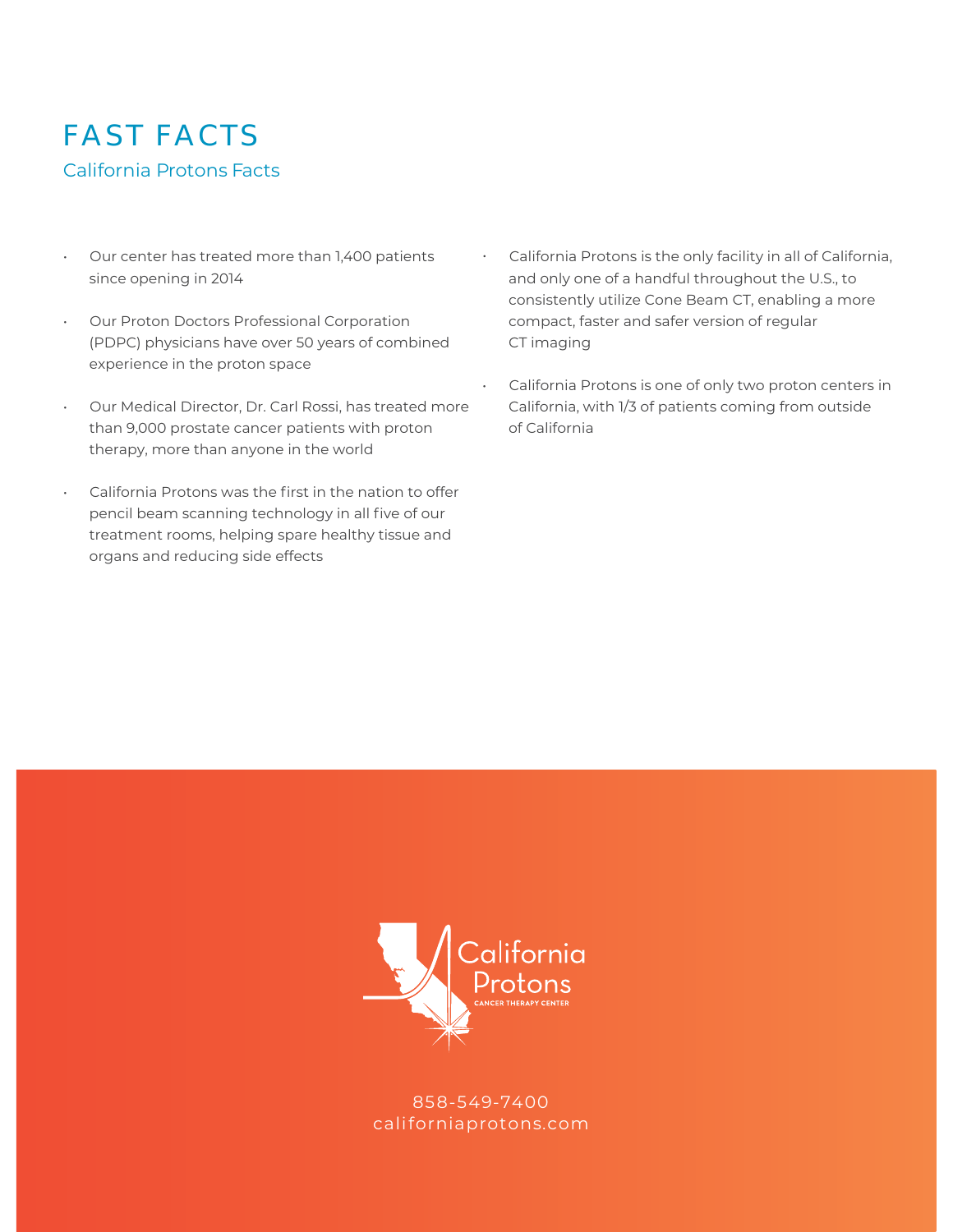# FAST FACTS

## California Protons Facts

- Our center has treated more than 1,400 patients since opening in 2014
- Our Proton Doctors Professional Corporation (PDPC) physicians have over 50 years of combined experience in the proton space
- Our Medical Director, Dr. Carl Rossi, has treated more than 9,000 prostate cancer patients with proton therapy, more than anyone in the world
- California Protons was the first in the nation to offer pencil beam scanning technology in all five of our treatment rooms, helping spare healthy tissue and organs and reducing side effects
- California Protons is the only facility in all of California, and only one of a handful throughout the U.S., to consistently utilize Cone Beam CT, enabling a more compact, faster and safer version of regular CT imaging
- California Protons is one of only two proton centers in California, with 1/3 of patients coming from outside of California

California Protons
CANCER THERAPY CENTER

858-549-7400
californiaprotons.com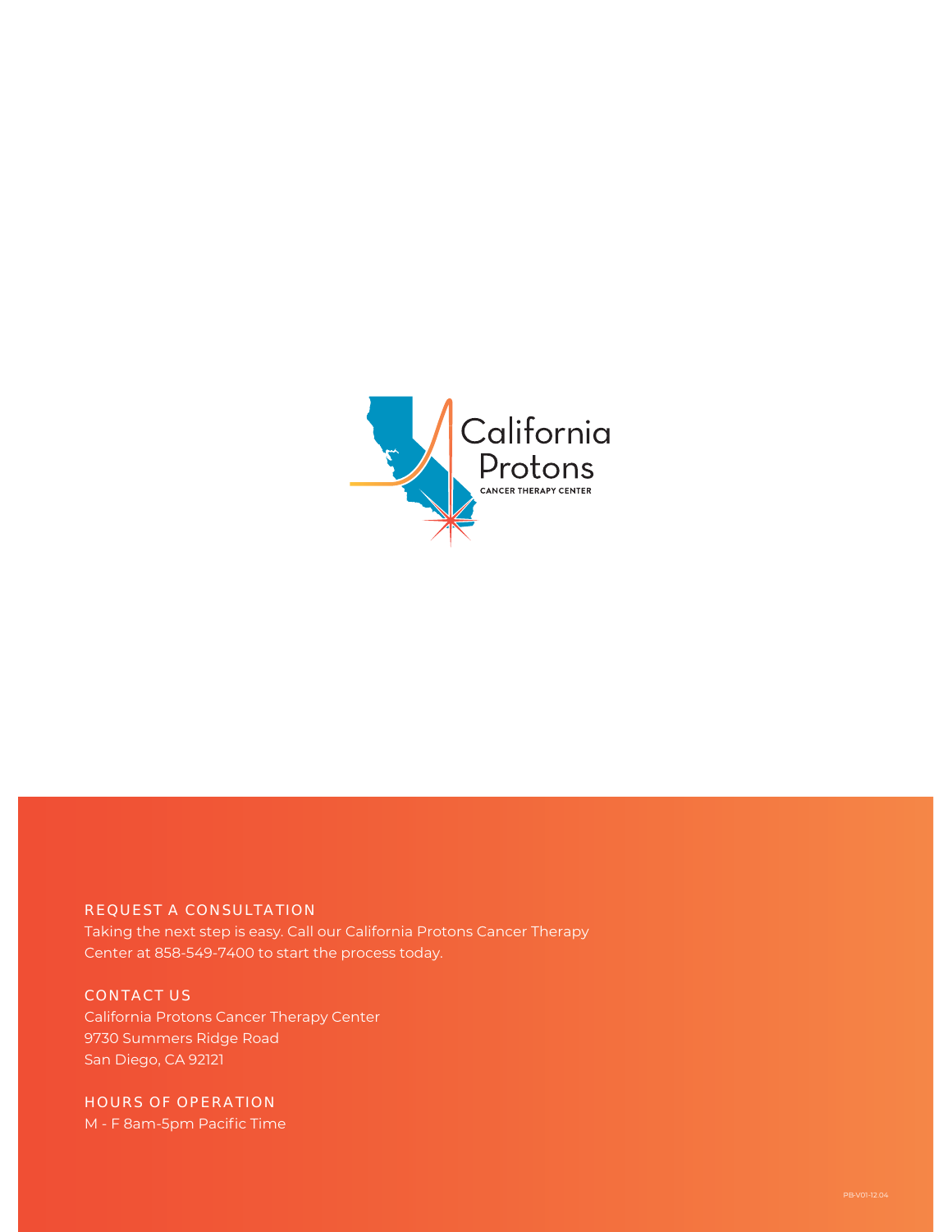California Protons

CANCER THERAPY CENTER

## REQUEST A CONSULTATION

Taking the next step is easy. Call our California Protons Cancer Therapy Center at 858-549-7400 to start the process today.

## CONTACT US

California Protons Cancer Therapy Center
9730 Summers Ridge Road
San Diego, CA 92121

## HOURS OF OPERATION

M - F 8am-5pm Pacific Time

PB-V01-12.04